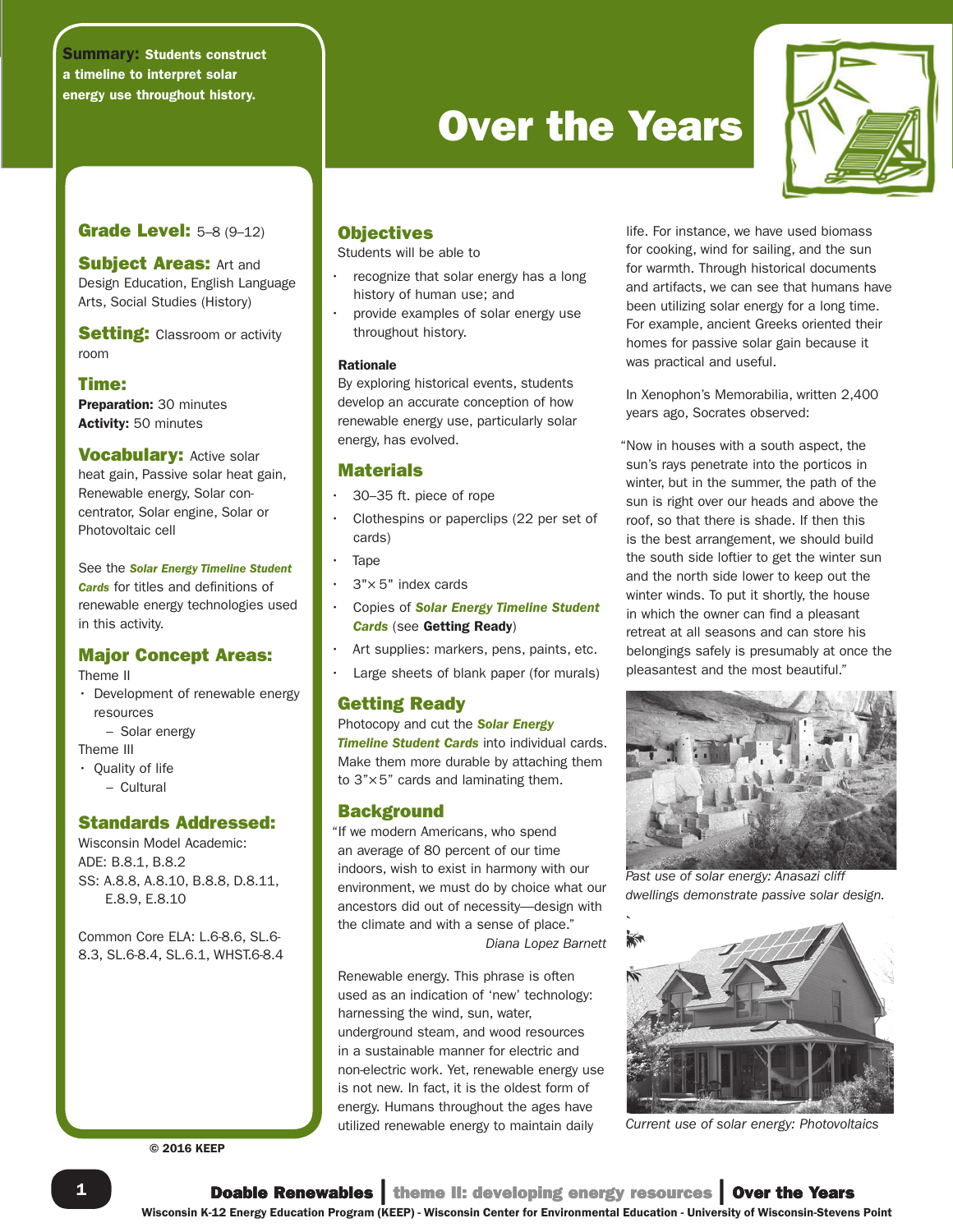# Over the Years

**Summary:** Students construct a timeline to interpret solar energy use throughout history.

**Grade Level:** 5–8 (9–12)

**Subject Areas:** Art and Design Education, English Language Arts, Social Studies (History)

**Setting:** Classroom or activity room

**Time:**
**Preparation:** 30 minutes
**Activity:** 50 minutes

**Vocabulary:** Active solar heat gain, Passive solar heat gain, Renewable energy, Solar concentrator, Solar engine, Solar or Photovoltaic cell

See the ***Solar Energy Timeline Student Cards*** for titles and definitions of renewable energy technologies used in this activity.

**Major Concept Areas:**

Theme II
- Development of renewable energy resources
  - Solar energy

Theme III
- Quality of life
  - Cultural

**Standards Addressed:**

Wisconsin Model Academic:
ADE: B.8.1, B.8.2
SS: A.8.8, A.8.10, B.8.8, D.8.11, E.8.9, E.8.10

Common Core ELA: L.6-8.6, SL.6-8.3, SL.6-8.4, SL.6.1, WHST.6-8.4

© 2016 KEEP

## Objectives

Students will be able to

- recognize that solar energy has a long history of human use; and
- provide examples of solar energy use throughout history.

### Rationale

By exploring historical events, students develop an accurate conception of how renewable energy use, particularly solar energy, has evolved.

## Materials

- 30–35 ft. piece of rope
- Clothespins or paperclips (22 per set of cards)
- Tape
- 3"× 5" index cards
- Copies of ***Solar Energy Timeline Student Cards*** (see **Getting Ready**)
- Art supplies: markers, pens, paints, etc.
- Large sheets of blank paper (for murals)

## Getting Ready

Photocopy and cut the ***Solar Energy Timeline Student Cards*** into individual cards. Make them more durable by attaching them to 3"×5" cards and laminating them.

## Background

"If we modern Americans, who spend an average of 80 percent of our time indoors, wish to exist in harmony with our environment, we must do by choice what our ancestors did out of necessity—design with the climate and with a sense of place."

*Diana Lopez Barnett*

Renewable energy. This phrase is often used as an indication of 'new' technology: harnessing the wind, sun, water, underground steam, and wood resources in a sustainable manner for electric and non-electric work. Yet, renewable energy use is not new. In fact, it is the oldest form of energy. Humans throughout the ages have utilized renewable energy to maintain daily life. For instance, we have used biomass for cooking, wind for sailing, and the sun for warmth. Through historical documents and artifacts, we can see that humans have been utilizing solar energy for a long time. For example, ancient Greeks oriented their homes for passive solar gain because it was practical and useful.

In Xenophon's Memorabilia, written 2,400 years ago, Socrates observed:

"Now in houses with a south aspect, the sun's rays penetrate into the porticos in winter, but in the summer, the path of the sun is right over our heads and above the roof, so that there is shade. If then this is the best arrangement, we should build the south side loftier to get the winter sun and the north side lower to keep out the winter winds. To put it shortly, the house in which the owner can find a pleasant retreat at all seasons and can store his belongings safely is presumably at once the pleasantest and the most beautiful."

*Past use of solar energy: Anasazi cliff dwellings demonstrate passive solar design.*

*Current use of solar energy: Photovoltaics*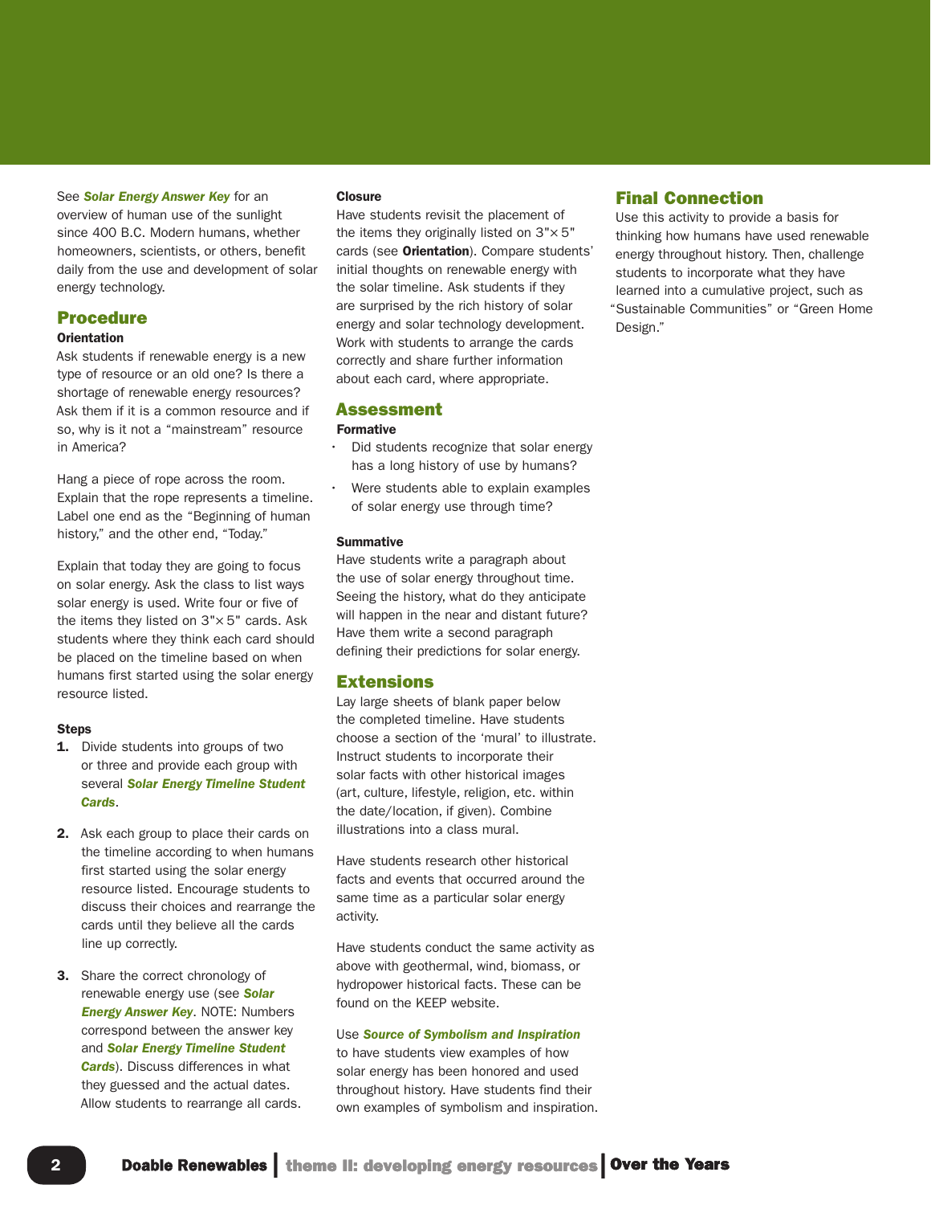See ***Solar Energy Answer Key*** for an overview of human use of the sunlight since 400 B.C. Modern humans, whether homeowners, scientists, or others, benefit daily from the use and development of solar energy technology.

## Procedure

### Orientation

Ask students if renewable energy is a new type of resource or an old one? Is there a shortage of renewable energy resources? Ask them if it is a common resource and if so, why is it not a "mainstream" resource in America?

Hang a piece of rope across the room. Explain that the rope represents a timeline. Label one end as the "Beginning of human history," and the other end, "Today."

Explain that today they are going to focus on solar energy. Ask the class to list ways solar energy is used. Write four or five of the items they listed on 3"× 5" cards. Ask students where they think each card should be placed on the timeline based on when humans first started using the solar energy resource listed.

### Steps

1. Divide students into groups of two or three and provide each group with several ***Solar Energy Timeline Student Cards***.

2. Ask each group to place their cards on the timeline according to when humans first started using the solar energy resource listed. Encourage students to discuss their choices and rearrange the cards until they believe all the cards line up correctly.

3. Share the correct chronology of renewable energy use (see ***Solar Energy Answer Key***. NOTE: Numbers correspond between the answer key and ***Solar Energy Timeline Student Cards***). Discuss differences in what they guessed and the actual dates. Allow students to rearrange all cards.

### Closure

Have students revisit the placement of the items they originally listed on 3"× 5" cards (see **Orientation**). Compare students' initial thoughts on renewable energy with the solar timeline. Ask students if they are surprised by the rich history of solar energy and solar technology development. Work with students to arrange the cards correctly and share further information about each card, where appropriate.

## Assessment

### Formative

- Did students recognize that solar energy has a long history of use by humans?
- Were students able to explain examples of solar energy use through time?

### Summative

Have students write a paragraph about the use of solar energy throughout time. Seeing the history, what do they anticipate will happen in the near and distant future? Have them write a second paragraph defining their predictions for solar energy.

## Extensions

Lay large sheets of blank paper below the completed timeline. Have students choose a section of the 'mural' to illustrate. Instruct students to incorporate their solar facts with other historical images (art, culture, lifestyle, religion, etc. within the date/location, if given). Combine illustrations into a class mural.

Have students research other historical facts and events that occurred around the same time as a particular solar energy activity.

Have students conduct the same activity as above with geothermal, wind, biomass, or hydropower historical facts. These can be found on the KEEP website.

Use ***Source of Symbolism and Inspiration*** to have students view examples of how solar energy has been honored and used throughout history. Have students find their own examples of symbolism and inspiration.

## Final Connection

Use this activity to provide a basis for thinking how humans have used renewable energy throughout history. Then, challenge students to incorporate what they have learned into a cumulative project, such as "Sustainable Communities" or "Green Home Design."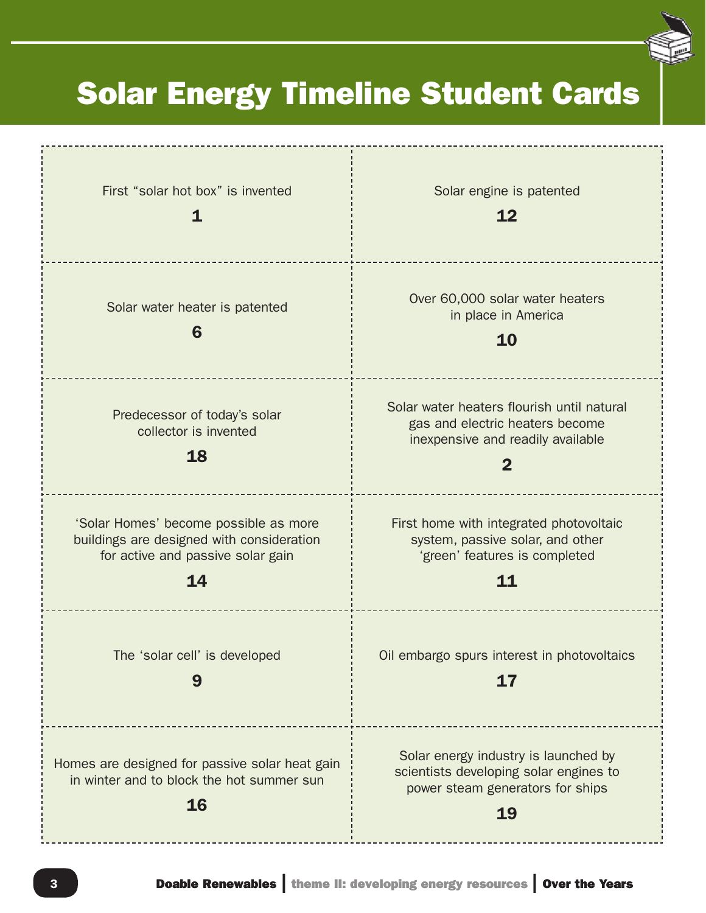# Solar Energy Timeline Student Cards

| | |
|---|---|
| First "solar hot box" is invented<br>**1** | Solar engine is patented<br>**12** |
| Solar water heater is patented<br>**6** | Over 60,000 solar water heaters in place in America<br>**10** |
| Predecessor of today's solar collector is invented<br>**18** | Solar water heaters flourish until natural gas and electric heaters become inexpensive and readily available<br>**2** |
| 'Solar Homes' become possible as more buildings are designed with consideration for active and passive solar gain<br>**14** | First home with integrated photovoltaic system, passive solar, and other 'green' features is completed<br>**11** |
| The 'solar cell' is developed<br>**9** | Oil embargo spurs interest in photovoltaics<br>**17** |
| Homes are designed for passive solar heat gain in winter and to block the hot summer sun<br>**16** | Solar energy industry is launched by scientists developing solar engines to power steam generators for ships<br>**19** |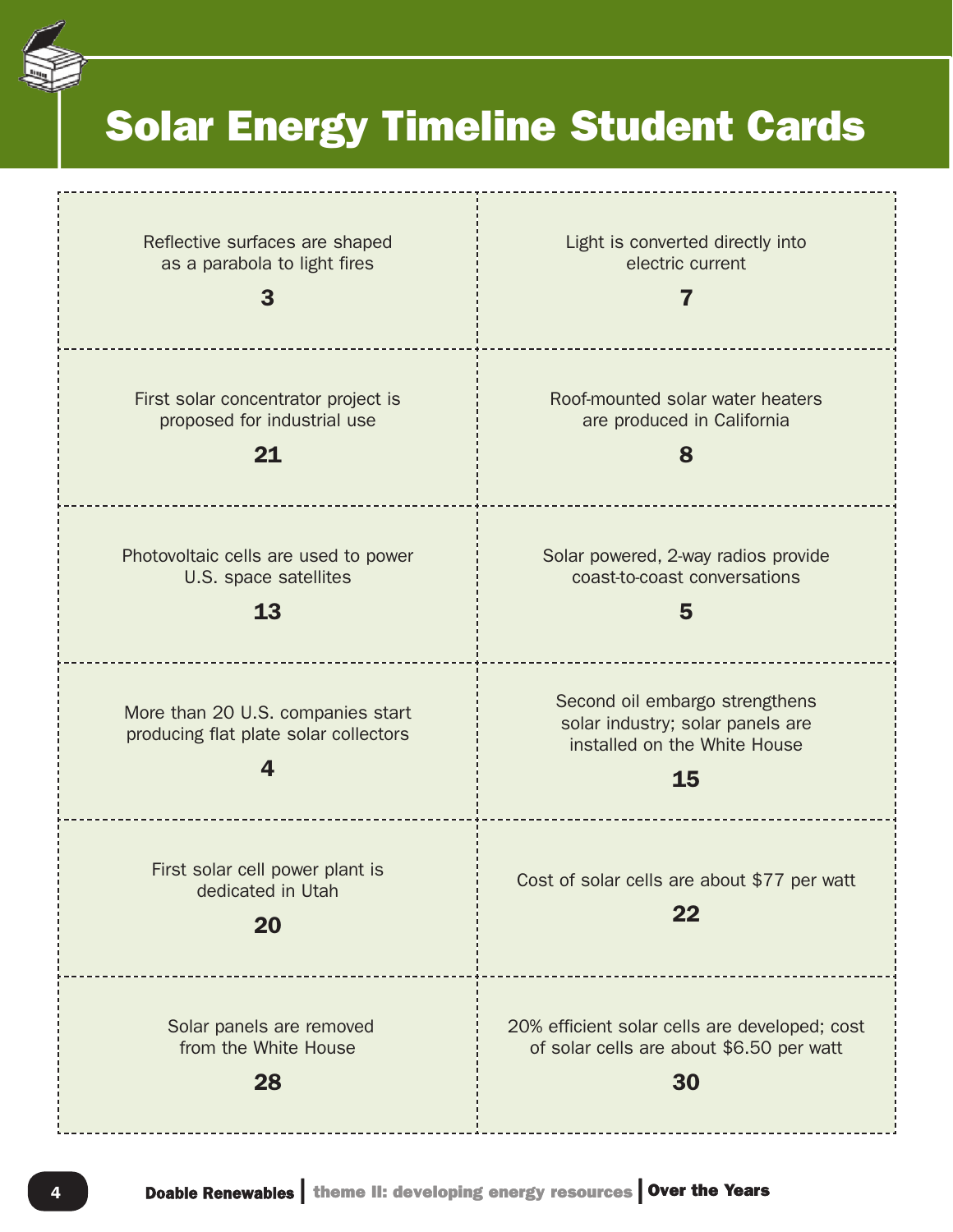# Solar Energy Timeline Student Cards

| | |
|---|---|
| Reflective surfaces are shaped as a parabola to light fires<br>**3** | Light is converted directly into electric current<br>**7** |
| First solar concentrator project is proposed for industrial use<br>**21** | Roof-mounted solar water heaters are produced in California<br>**8** |
| Photovoltaic cells are used to power U.S. space satellites<br>**13** | Solar powered, 2-way radios provide coast-to-coast conversations<br>**5** |
| More than 20 U.S. companies start producing flat plate solar collectors<br>**4** | Second oil embargo strengthens solar industry; solar panels are installed on the White House<br>**15** |
| First solar cell power plant is dedicated in Utah<br>**20** | Cost of solar cells are about $77 per watt<br>**22** |
| Solar panels are removed from the White House<br>**28** | 20% efficient solar cells are developed; cost of solar cells are about $6.50 per watt<br>**30** |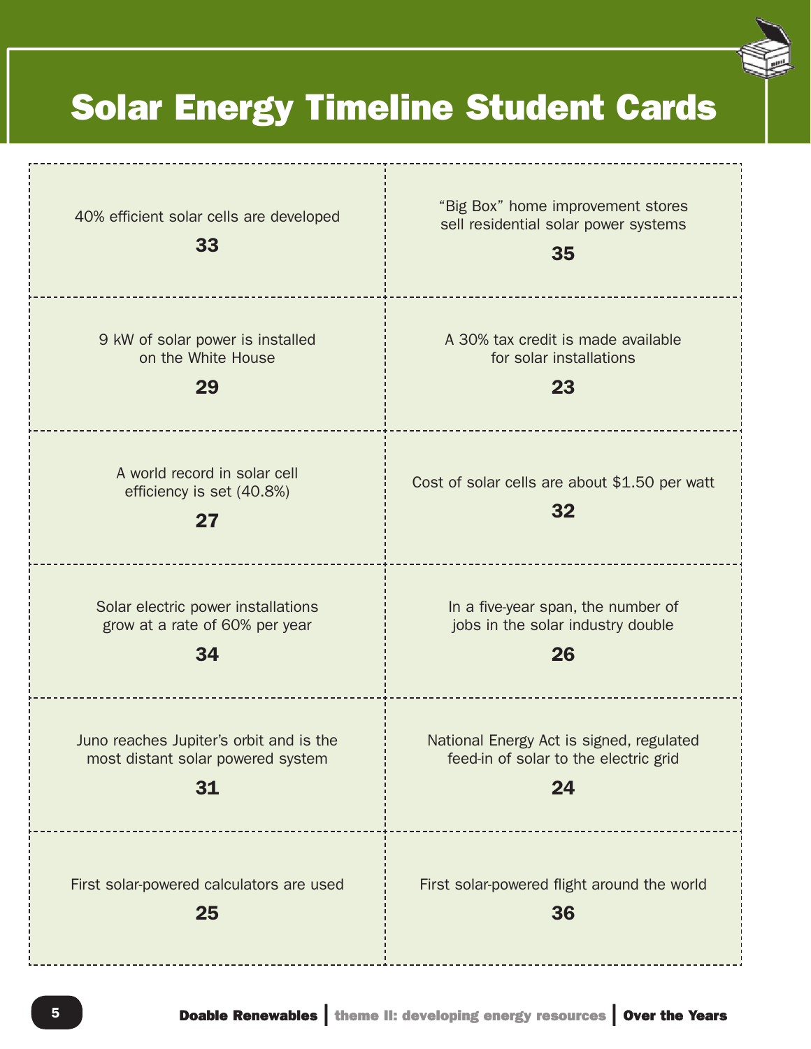# Solar Energy Timeline Student Cards

| | |
|---|---|
| 40% efficient solar cells are developed<br>**33** | "Big Box" home improvement stores sell residential solar power systems<br>**35** |
| 9 kW of solar power is installed on the White House<br>**29** | A 30% tax credit is made available for solar installations<br>**23** |
| A world record in solar cell efficiency is set (40.8%)<br>**27** | Cost of solar cells are about $1.50 per watt<br>**32** |
| Solar electric power installations grow at a rate of 60% per year<br>**34** | In a five-year span, the number of jobs in the solar industry double<br>**26** |
| Juno reaches Jupiter's orbit and is the most distant solar powered system<br>**31** | National Energy Act is signed, regulated feed-in of solar to the electric grid<br>**24** |
| First solar-powered calculators are used<br>**25** | First solar-powered flight around the world<br>**36** |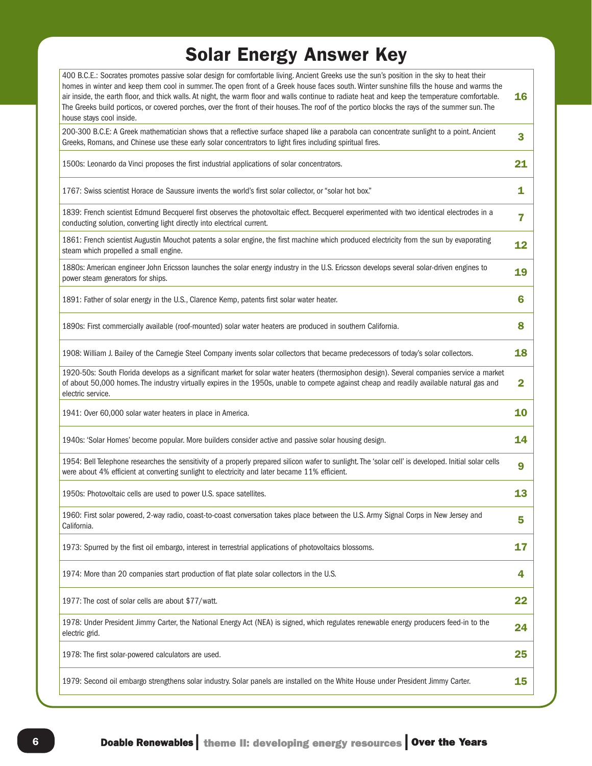# Solar Energy Answer Key

| Event | Answer |
|---|---|
| 400 B.C.E.: Socrates promotes passive solar design for comfortable living. Ancient Greeks use the sun's position in the sky to heat their homes in winter and keep them cool in summer. The open front of a Greek house faces south. Winter sunshine fills the house and warms the air inside, the earth floor, and thick walls. At night, the warm floor and walls continue to radiate heat and keep the temperature comfortable. The Greeks build porticos, or covered porches, over the front of their houses. The roof of the portico blocks the rays of the summer sun. The house stays cool inside. | **16** |
| 200-300 B.C.E: A Greek mathematician shows that a reflective surface shaped like a parabola can concentrate sunlight to a point. Ancient Greeks, Romans, and Chinese use these early solar concentrators to light fires including spiritual fires. | **3** |
| 1500s: Leonardo da Vinci proposes the first industrial applications of solar concentrators. | **21** |
| 1767: Swiss scientist Horace de Saussure invents the world's first solar collector, or "solar hot box." | **1** |
| 1839: French scientist Edmund Becquerel first observes the photovoltaic effect. Becquerel experimented with two identical electrodes in a conducting solution, converting light directly into electrical current. | **7** |
| 1861: French scientist Augustin Mouchot patents a solar engine, the first machine which produced electricity from the sun by evaporating steam which propelled a small engine. | **12** |
| 1880s: American engineer John Ericsson launches the solar energy industry in the U.S. Ericsson develops several solar-driven engines to power steam generators for ships. | **19** |
| 1891: Father of solar energy in the U.S., Clarence Kemp, patents first solar water heater. | **6** |
| 1890s: First commercially available (roof-mounted) solar water heaters are produced in southern California. | **8** |
| 1908: William J. Bailey of the Carnegie Steel Company invents solar collectors that became predecessors of today's solar collectors. | **18** |
| 1920-50s: South Florida develops as a significant market for solar water heaters (thermosiphon design). Several companies service a market of about 50,000 homes. The industry virtually expires in the 1950s, unable to compete against cheap and readily available natural gas and electric service. | **2** |
| 1941: Over 60,000 solar water heaters in place in America. | **10** |
| 1940s: 'Solar Homes' become popular. More builders consider active and passive solar housing design. | **14** |
| 1954: Bell Telephone researches the sensitivity of a properly prepared silicon wafer to sunlight. The 'solar cell' is developed. Initial solar cells were about 4% efficient at converting sunlight to electricity and later became 11% efficient. | **9** |
| 1950s: Photovoltaic cells are used to power U.S. space satellites. | **13** |
| 1960: First solar powered, 2-way radio, coast-to-coast conversation takes place between the U.S. Army Signal Corps in New Jersey and California. | **5** |
| 1973: Spurred by the first oil embargo, interest in terrestrial applications of photovoltaics blossoms. | **17** |
| 1974: More than 20 companies start production of flat plate solar collectors in the U.S. | **4** |
| 1977: The cost of solar cells are about $77/watt. | **22** |
| 1978: Under President Jimmy Carter, the National Energy Act (NEA) is signed, which regulates renewable energy producers feed-in to the electric grid. | **24** |
| 1978: The first solar-powered calculators are used. | **25** |
| 1979: Second oil embargo strengthens solar industry. Solar panels are installed on the White House under President Jimmy Carter. | **15** |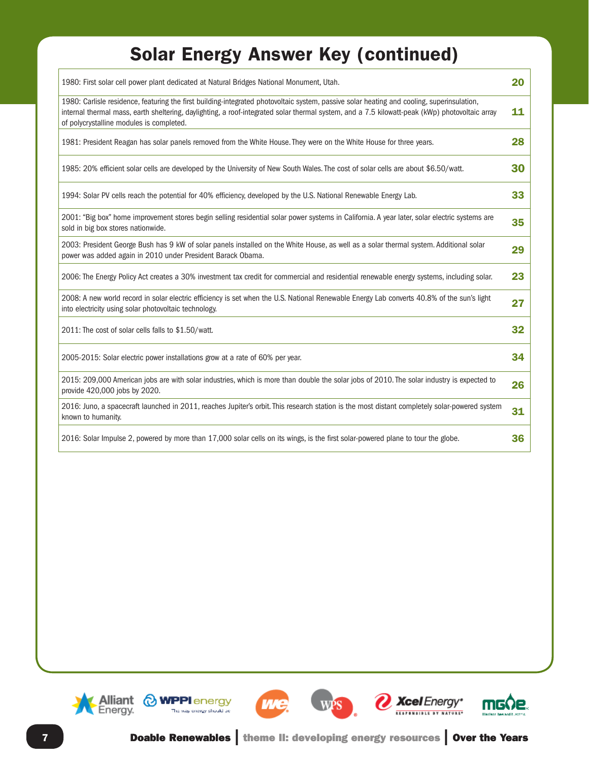# Solar Energy Answer Key (continued)

| | |
|---|---|
| 1980: First solar cell power plant dedicated at Natural Bridges National Monument, Utah. | **20** |
| 1980: Carlisle residence, featuring the first building-integrated photovoltaic system, passive solar heating and cooling, superinsulation, internal thermal mass, earth sheltering, daylighting, a roof-integrated solar thermal system, and a 7.5 kilowatt-peak (kWp) photovoltaic array of polycrystalline modules is completed. | **11** |
| 1981: President Reagan has solar panels removed from the White House. They were on the White House for three years. | **28** |
| 1985: 20% efficient solar cells are developed by the University of New South Wales. The cost of solar cells are about $6.50/watt. | **30** |
| 1994: Solar PV cells reach the potential for 40% efficiency, developed by the U.S. National Renewable Energy Lab. | **33** |
| 2001: "Big box" home improvement stores begin selling residential solar power systems in California. A year later, solar electric systems are sold in big box stores nationwide. | **35** |
| 2003: President George Bush has 9 kW of solar panels installed on the White House, as well as a solar thermal system. Additional solar power was added again in 2010 under President Barack Obama. | **29** |
| 2006: The Energy Policy Act creates a 30% investment tax credit for commercial and residential renewable energy systems, including solar. | **23** |
| 2008: A new world record in solar electric efficiency is set when the U.S. National Renewable Energy Lab converts 40.8% of the sun's light into electricity using solar photovoltaic technology. | **27** |
| 2011: The cost of solar cells falls to $1.50/watt. | **32** |
| 2005-2015: Solar electric power installations grow at a rate of 60% per year. | **34** |
| 2015: 209,000 American jobs are with solar industries, which is more than double the solar jobs of 2010. The solar industry is expected to provide 420,000 jobs by 2020. | **26** |
| 2016: Juno, a spacecraft launched in 2011, reaches Jupiter's orbit. This research station is the most distant completely solar-powered system known to humanity. | **31** |
| 2016: Solar Impulse 2, powered by more than 17,000 solar cells on its wings, is the first solar-powered plane to tour the globe. | **36** |

Alliant Energy | WPPI energy | We | WPS | Xcel Energy | MGE